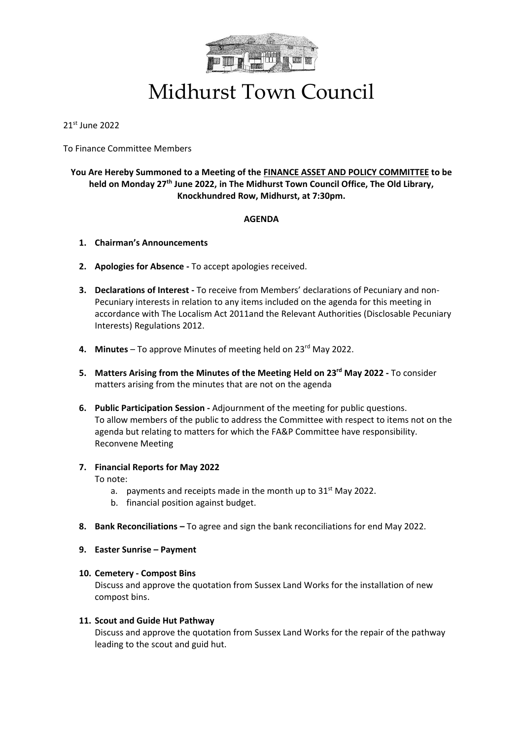# Midhurst Town Council

21st June 2022

To Finance Committee Members

**You Are Hereby Summoned to a Meeting of the <u>FINANCE ASSET AND POLICY COMMITTEE</u> to be held on Monday 27th June 2022, in The Midhurst Town Council Office, The Old Library, Knockhundred Row, Midhurst, at 7:30pm.**

**AGENDA**

1. **Chairman's Announcements**

2. **Apologies for Absence -** To accept apologies received.

3. **Declarations of Interest -** To receive from Members' declarations of Pecuniary and non-Pecuniary interests in relation to any items included on the agenda for this meeting in accordance with The Localism Act 2011and the Relevant Authorities (Disclosable Pecuniary Interests) Regulations 2012.

4. **Minutes** – To approve Minutes of meeting held on 23rd May 2022.

5. **Matters Arising from the Minutes of the Meeting Held on 23rd May 2022 -** To consider matters arising from the minutes that are not on the agenda

6. **Public Participation Session -** Adjournment of the meeting for public questions.
   To allow members of the public to address the Committee with respect to items not on the agenda but relating to matters for which the FA&P Committee have responsibility.
   Reconvene Meeting

7. **Financial Reports for May 2022**
   To note:
   a. payments and receipts made in the month up to 31st May 2022.
   b. financial position against budget.

8. **Bank Reconciliations –** To agree and sign the bank reconciliations for end May 2022.

9. **Easter Sunrise – Payment**

10. **Cemetery - Compost Bins**
    Discuss and approve the quotation from Sussex Land Works for the installation of new compost bins.

11. **Scout and Guide Hut Pathway**
    Discuss and approve the quotation from Sussex Land Works for the repair of the pathway leading to the scout and guid hut.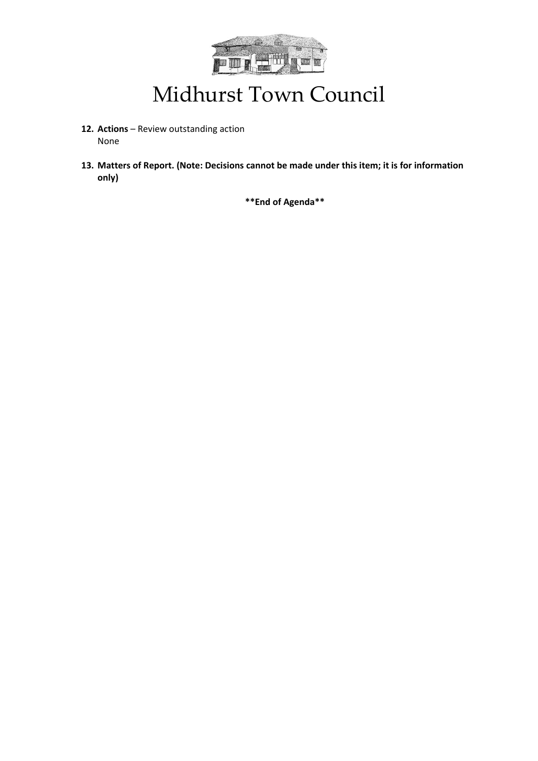# Midhurst Town Council

12. **Actions** – Review outstanding action
    None

13. **Matters of Report. (Note: Decisions cannot be made under this item; it is for information only)**

**End of Agenda**